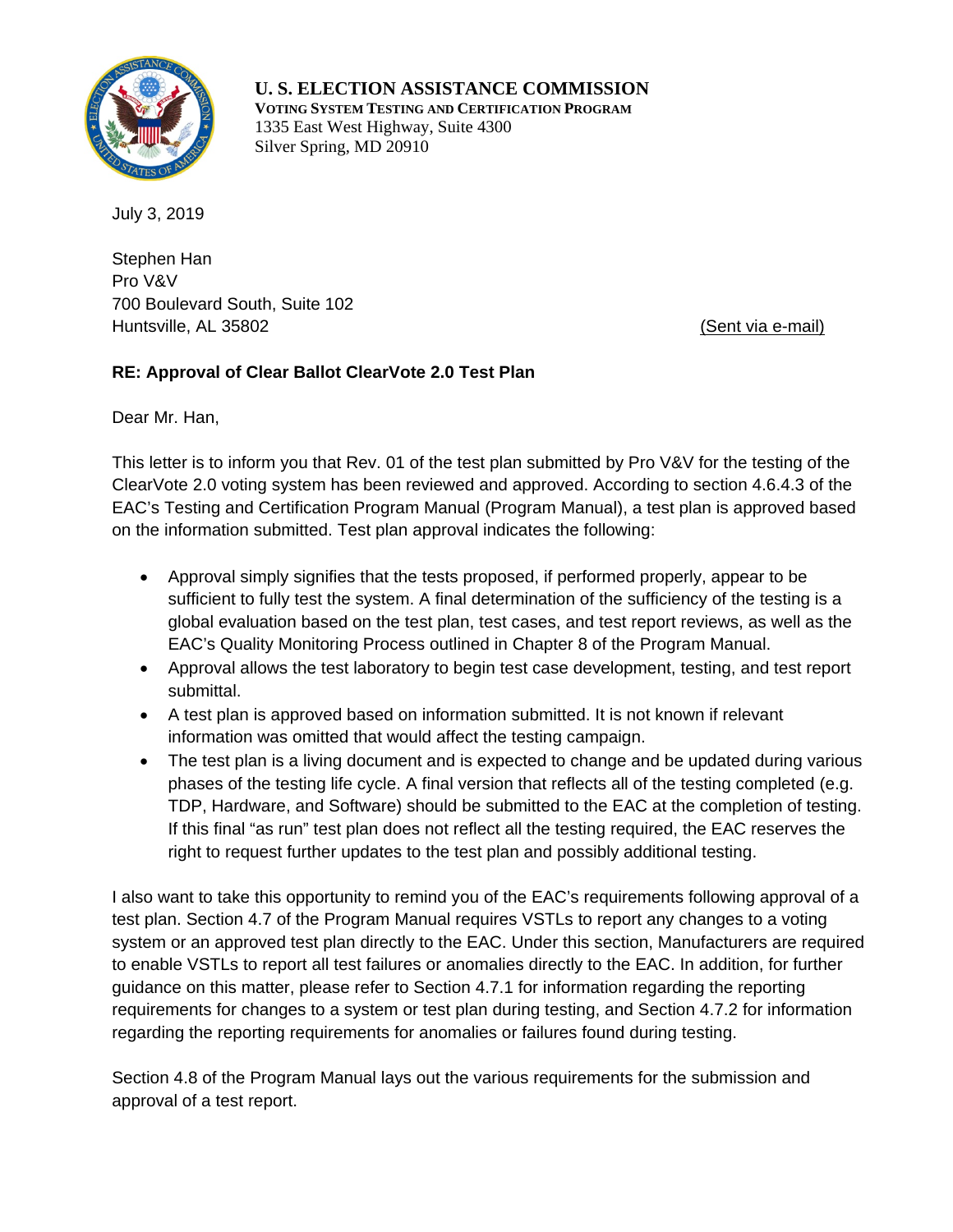**U. S. ELECTION ASSISTANCE COMMISSION**
**VOTING SYSTEM TESTING AND CERTIFICATION PROGRAM**
1335 East West Highway, Suite 4300
Silver Spring, MD 20910

July 3, 2019

Stephen Han
Pro V&V
700 Boulevard South, Suite 102
Huntsville, AL 35802

(Sent via e-mail)

**RE: Approval of Clear Ballot ClearVote 2.0 Test Plan**

Dear Mr. Han,

This letter is to inform you that Rev. 01 of the test plan submitted by Pro V&V for the testing of the ClearVote 2.0 voting system has been reviewed and approved. According to section 4.6.4.3 of the EAC's Testing and Certification Program Manual (Program Manual), a test plan is approved based on the information submitted. Test plan approval indicates the following:

- Approval simply signifies that the tests proposed, if performed properly, appear to be sufficient to fully test the system. A final determination of the sufficiency of the testing is a global evaluation based on the test plan, test cases, and test report reviews, as well as the EAC's Quality Monitoring Process outlined in Chapter 8 of the Program Manual.
- Approval allows the test laboratory to begin test case development, testing, and test report submittal.
- A test plan is approved based on information submitted. It is not known if relevant information was omitted that would affect the testing campaign.
- The test plan is a living document and is expected to change and be updated during various phases of the testing life cycle. A final version that reflects all of the testing completed (e.g. TDP, Hardware, and Software) should be submitted to the EAC at the completion of testing. If this final "as run" test plan does not reflect all the testing required, the EAC reserves the right to request further updates to the test plan and possibly additional testing.

I also want to take this opportunity to remind you of the EAC's requirements following approval of a test plan. Section 4.7 of the Program Manual requires VSTLs to report any changes to a voting system or an approved test plan directly to the EAC. Under this section, Manufacturers are required to enable VSTLs to report all test failures or anomalies directly to the EAC. In addition, for further guidance on this matter, please refer to Section 4.7.1 for information regarding the reporting requirements for changes to a system or test plan during testing, and Section 4.7.2 for information regarding the reporting requirements for anomalies or failures found during testing.

Section 4.8 of the Program Manual lays out the various requirements for the submission and approval of a test report.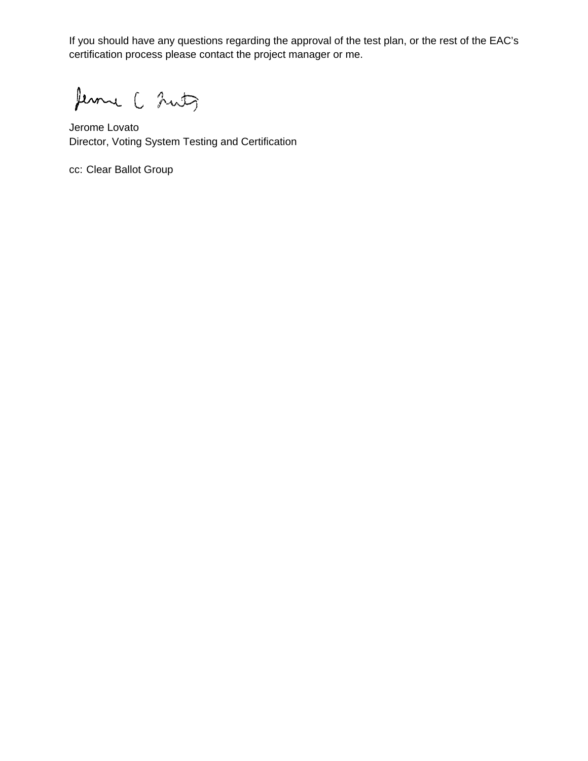If you should have any questions regarding the approval of the test plan, or the rest of the EAC's certification process please contact the project manager or me.

Jerome Lovato
Director, Voting System Testing and Certification

cc: Clear Ballot Group